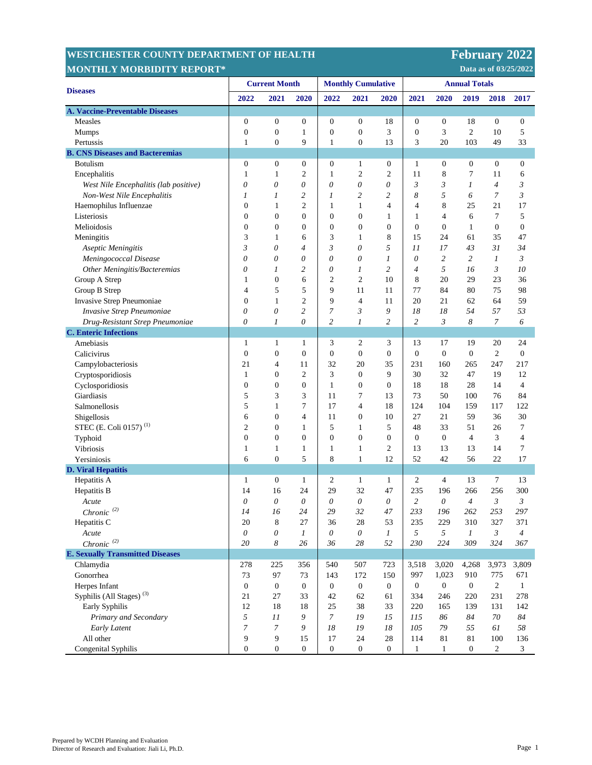# WESTCHESTER COUNTY DEPARTMENT OF HEALTH

## MONTHLY MORBIDITY REPORT*

**February 2022**

**Data as of 03/25/2022**

| Diseases | Current Month | | | Monthly Cumulative | | | Annual Totals | | | | |
|---|---|---|---|---|---|---|---|---|---|---|---|
| | 2022 | 2021 | 2020 | 2022 | 2021 | 2020 | 2021 | 2020 | 2019 | 2018 | 2017 |
| **A. Vaccine-Preventable Diseases** | | | | | | | | | | | |
| Measles | 0 | 0 | 0 | 0 | 0 | 18 | 0 | 0 | 18 | 0 | 0 |
| Mumps | 0 | 0 | 1 | 0 | 0 | 3 | 0 | 3 | 2 | 10 | 5 |
| Pertussis | 1 | 0 | 9 | 1 | 0 | 13 | 3 | 20 | 103 | 49 | 33 |
| **B. CNS Diseases and Bacteremias** | | | | | | | | | | | |
| Botulism | 0 | 0 | 0 | 0 | 1 | 0 | 1 | 0 | 0 | 0 | 0 |
| Encephalitis | 1 | 1 | 2 | 1 | 2 | 2 | 11 | 8 | 7 | 11 | 6 |
| *West Nile Encephalitis (lab positive)* | *0* | *0* | *0* | *0* | *0* | *0* | *3* | *3* | *1* | *4* | *3* |
| *Non-West Nile Encephalitis* | *1* | *1* | *2* | *1* | *2* | *2* | *8* | *5* | *6* | *7* | *3* |
| Haemophilus Influenzae | 0 | 1 | 2 | 1 | 1 | 4 | 4 | 8 | 25 | 21 | 17 |
| Listeriosis | 0 | 0 | 0 | 0 | 0 | 1 | 1 | 4 | 6 | 7 | 5 |
| Melioidosis | 0 | 0 | 0 | 0 | 0 | 0 | 0 | 0 | 1 | 0 | 0 |
| Meningitis | 3 | 1 | 6 | 3 | 1 | 8 | 15 | 24 | 61 | 35 | 47 |
| *Aseptic Meningitis* | *3* | *0* | *4* | *3* | *0* | *5* | *11* | *17* | *43* | *31* | *34* |
| *Meningococcal Disease* | *0* | *0* | *0* | *0* | *0* | *1* | *0* | *2* | *2* | *1* | *3* |
| *Other Meningitis/Bacteremias* | *0* | *1* | *2* | *0* | *1* | *2* | *4* | *5* | *16* | *3* | *10* |
| Group A Strep | 1 | 0 | 6 | 2 | 2 | 10 | 8 | 20 | 29 | 23 | 36 |
| Group B Strep | 4 | 5 | 5 | 9 | 11 | 11 | 77 | 84 | 80 | 75 | 98 |
| Invasive Strep Pneumoniae | 0 | 1 | 2 | 9 | 4 | 11 | 20 | 21 | 62 | 64 | 59 |
| *Invasive Strep Pneumoniae* | *0* | *0* | *2* | *7* | *3* | *9* | *18* | *18* | *54* | *57* | *53* |
| *Drug-Resistant Strep Pneumoniae* | *0* | *1* | *0* | *2* | *1* | *2* | *2* | *3* | *8* | *7* | *6* |
| **C. Enteric Infections** | | | | | | | | | | | |
| Amebiasis | 1 | 1 | 1 | 3 | 2 | 3 | 13 | 17 | 19 | 20 | 24 |
| Calicivirus | 0 | 0 | 0 | 0 | 0 | 0 | 0 | 0 | 0 | 2 | 0 |
| Campylobacteriosis | 21 | 4 | 11 | 32 | 20 | 35 | 231 | 160 | 265 | 247 | 217 |
| Cryptosporidiosis | 1 | 0 | 2 | 3 | 0 | 9 | 30 | 32 | 47 | 19 | 12 |
| Cyclosporidiosis | 0 | 0 | 0 | 1 | 0 | 0 | 18 | 18 | 28 | 14 | 4 |
| Giardiasis | 5 | 3 | 3 | 11 | 7 | 13 | 73 | 50 | 100 | 76 | 84 |
| Salmonellosis | 5 | 1 | 7 | 17 | 4 | 18 | 124 | 104 | 159 | 117 | 122 |
| Shigellosis | 6 | 0 | 4 | 11 | 0 | 10 | 27 | 21 | 59 | 36 | 30 |
| STEC (E. Coli 0157) (1) | 2 | 0 | 1 | 5 | 1 | 5 | 48 | 33 | 51 | 26 | 7 |
| Typhoid | 0 | 0 | 0 | 0 | 0 | 0 | 0 | 0 | 4 | 3 | 4 |
| Vibriosis | 1 | 1 | 1 | 1 | 1 | 2 | 13 | 13 | 13 | 14 | 7 |
| Yersiniosis | 6 | 0 | 5 | 8 | 1 | 12 | 52 | 42 | 56 | 22 | 17 |
| **D. Viral Hepatitis** | | | | | | | | | | | |
| Hepatitis A | 1 | 0 | 1 | 2 | 1 | 1 | 2 | 4 | 13 | 7 | 13 |
| Hepatitis B | 14 | 16 | 24 | 29 | 32 | 47 | 235 | 196 | 266 | 256 | 300 |
| *Acute* | *0* | *0* | *0* | *0* | *0* | *0* | *2* | *0* | *4* | *3* | *3* |
| *Chronic (2)* | *14* | *16* | *24* | *29* | *32* | *47* | *233* | *196* | *262* | *253* | *297* |
| Hepatitis C | 20 | 8 | 27 | 36 | 28 | 53 | 235 | 229 | 310 | 327 | 371 |
| *Acute* | *0* | *0* | *1* | *0* | *0* | *1* | *5* | *5* | *1* | *3* | *4* |
| *Chronic (2)* | *20* | *8* | *26* | *36* | *28* | *52* | *230* | *224* | *309* | *324* | *367* |
| **E. Sexually Transmitted Diseases** | | | | | | | | | | | |
| Chlamydia | 278 | 225 | 356 | 540 | 507 | 723 | 3,518 | 3,020 | 4,268 | 3,973 | 3,809 |
| Gonorrhea | 73 | 97 | 73 | 143 | 172 | 150 | 997 | 1,023 | 910 | 775 | 671 |
| Herpes Infant | 0 | 0 | 0 | 0 | 0 | 0 | 0 | 0 | 0 | 2 | 1 |
| Syphilis (All Stages) (3) | 21 | 27 | 33 | 42 | 62 | 61 | 334 | 246 | 220 | 231 | 278 |
| Early Syphilis | 12 | 18 | 18 | 25 | 38 | 33 | 220 | 165 | 139 | 131 | 142 |
| *Primary and Secondary* | *5* | *11* | *9* | *7* | *19* | *15* | *115* | *86* | *84* | *70* | *84* |
| *Early Latent* | *7* | *7* | *9* | *18* | *19* | *18* | *105* | *79* | *55* | *61* | *58* |
| All other | 9 | 9 | 15 | 17 | 24 | 28 | 114 | 81 | 81 | 100 | 136 |
| Congenital Syphilis | 0 | 0 | 0 | 0 | 0 | 0 | 1 | 1 | 0 | 2 | 3 |

Prepared by WCDH Planning and Evaluation
Director of Research and Evaluation: Jiali Li, Ph.D.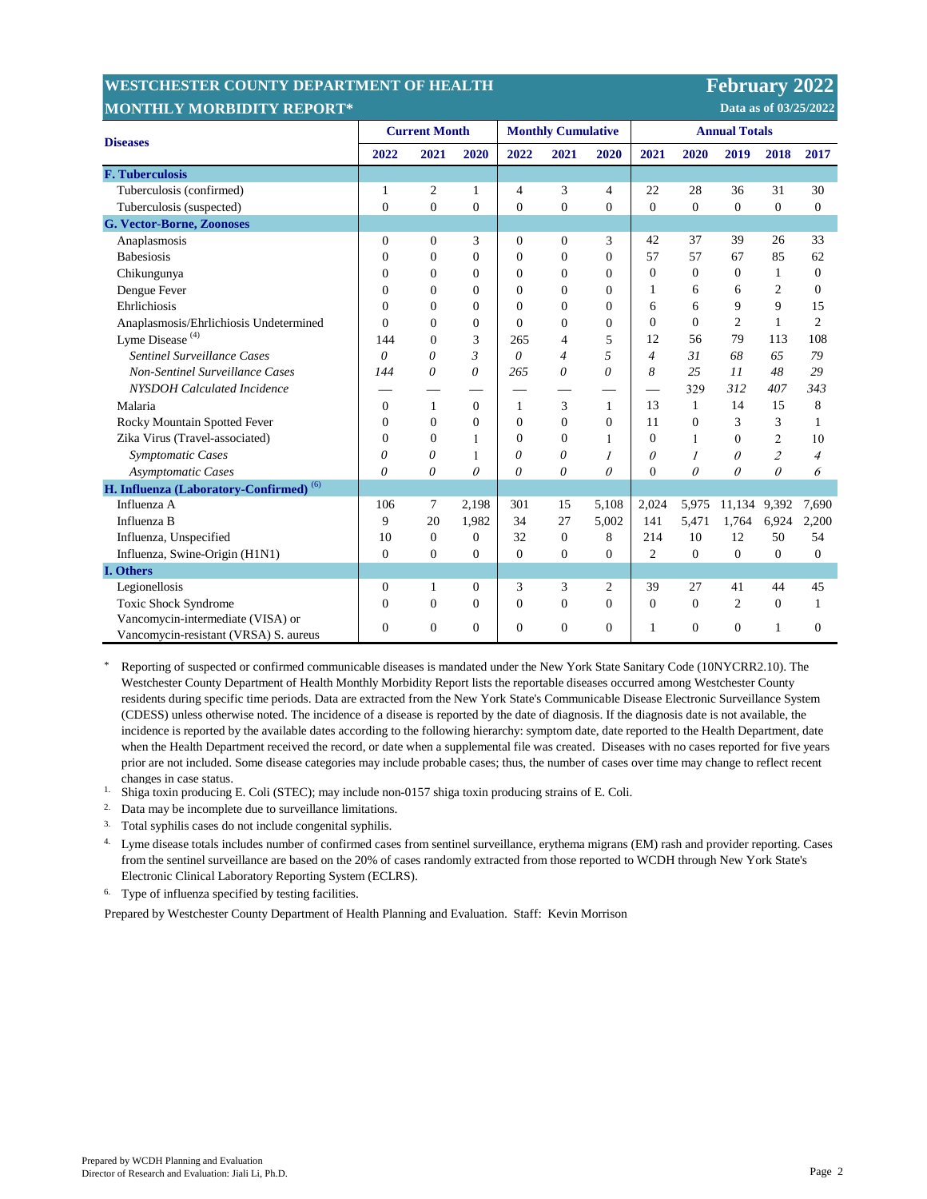# WESTCHESTER COUNTY DEPARTMENT OF HEALTH MONTHLY MORBIDITY REPORT*

**February 2022**

**Data as of 03/25/2022**

| Diseases | Current Month | | | Monthly Cumulative | | | Annual Totals | | | | |
|---|---|---|---|---|---|---|---|---|---|---|---|
| | 2022 | 2021 | 2020 | 2022 | 2021 | 2020 | 2021 | 2020 | 2019 | 2018 | 2017 |
| **F. Tuberculosis** | | | | | | | | | | | |
| Tuberculosis (confirmed) | 1 | 2 | 1 | 4 | 3 | 4 | 22 | 28 | 36 | 31 | 30 |
| Tuberculosis (suspected) | 0 | 0 | 0 | 0 | 0 | 0 | 0 | 0 | 0 | 0 | 0 |
| **G. Vector-Borne, Zoonoses** | | | | | | | | | | | |
| Anaplasmosis | 0 | 0 | 3 | 0 | 0 | 3 | 42 | 37 | 39 | 26 | 33 |
| Babesiosis | 0 | 0 | 0 | 0 | 0 | 0 | 57 | 57 | 67 | 85 | 62 |
| Chikungunya | 0 | 0 | 0 | 0 | 0 | 0 | 0 | 0 | 0 | 1 | 0 |
| Dengue Fever | 0 | 0 | 0 | 0 | 0 | 0 | 1 | 6 | 6 | 2 | 0 |
| Ehrlichiosis | 0 | 0 | 0 | 0 | 0 | 0 | 6 | 6 | 9 | 9 | 15 |
| Anaplasmosis/Ehrlichiosis Undetermined | 0 | 0 | 0 | 0 | 0 | 0 | 0 | 0 | 2 | 1 | 2 |
| Lyme Disease (4) | 144 | 0 | 3 | 265 | 4 | 5 | 12 | 56 | 79 | 113 | 108 |
| *Sentinel Surveillance Cases* | *0* | *0* | *3* | *0* | *4* | *5* | *4* | *31* | *68* | *65* | *79* |
| *Non-Sentinel Surveillance Cases* | *144* | *0* | *0* | *265* | *0* | *0* | *8* | *25* | *11* | *48* | *29* |
| *NYSDOH Calculated Incidence* | — | — | — | — | — | — | — | 329 | *312* | *407* | *343* |
| Malaria | 0 | 1 | 0 | 1 | 3 | 1 | 13 | 1 | 14 | 15 | 8 |
| Rocky Mountain Spotted Fever | 0 | 0 | 0 | 0 | 0 | 0 | 11 | 0 | 3 | 3 | 1 |
| Zika Virus (Travel-associated) | 0 | 0 | 1 | 0 | 0 | 1 | 0 | 1 | 0 | 2 | 10 |
| *Symptomatic Cases* | *0* | *0* | 1 | *0* | *0* | *1* | *0* | *1* | *0* | *2* | *4* |
| *Asymptomatic Cases* | *0* | *0* | *0* | *0* | *0* | *0* | 0 | *0* | *0* | *0* | *6* |
| **H. Influenza (Laboratory-Confirmed) (6)** | | | | | | | | | | | |
| Influenza A | 106 | 7 | 2,198 | 301 | 15 | 5,108 | 2,024 | 5,975 | 11,134 | 9,392 | 7,690 |
| Influenza B | 9 | 20 | 1,982 | 34 | 27 | 5,002 | 141 | 5,471 | 1,764 | 6,924 | 2,200 |
| Influenza, Unspecified | 10 | 0 | 0 | 32 | 0 | 8 | 214 | 10 | 12 | 50 | 54 |
| Influenza, Swine-Origin (H1N1) | 0 | 0 | 0 | 0 | 0 | 0 | 2 | 0 | 0 | 0 | 0 |
| **I. Others** | | | | | | | | | | | |
| Legionellosis | 0 | 1 | 0 | 3 | 3 | 2 | 39 | 27 | 41 | 44 | 45 |
| Toxic Shock Syndrome | 0 | 0 | 0 | 0 | 0 | 0 | 0 | 0 | 2 | 0 | 1 |
| Vancomycin-intermediate (VISA) or Vancomycin-resistant (VRSA) S. aureus | 0 | 0 | 0 | 0 | 0 | 0 | 1 | 0 | 0 | 1 | 0 |

\* Reporting of suspected or confirmed communicable diseases is mandated under the New York State Sanitary Code (10NYCRR2.10). The Westchester County Department of Health Monthly Morbidity Report lists the reportable diseases occurred among Westchester County residents during specific time periods. Data are extracted from the New York State's Communicable Disease Electronic Surveillance System (CDESS) unless otherwise noted. The incidence of a disease is reported by the date of diagnosis. If the diagnosis date is not available, the incidence is reported by the available dates according to the following hierarchy: symptom date, date reported to the Health Department, date when the Health Department received the record, or date when a supplemental file was created. Diseases with no cases reported for five years prior are not included. Some disease categories may include probable cases; thus, the number of cases over time may change to reflect recent changes in case status.

1. Shiga toxin producing E. Coli (STEC); may include non-0157 shiga toxin producing strains of E. Coli.
2. Data may be incomplete due to surveillance limitations.
3. Total syphilis cases do not include congenital syphilis.
4. Lyme disease totals includes number of confirmed cases from sentinel surveillance, erythema migrans (EM) rash and provider reporting. Cases from the sentinel surveillance are based on the 20% of cases randomly extracted from those reported to WCDH through New York State's Electronic Clinical Laboratory Reporting System (ECLRS).
6. Type of influenza specified by testing facilities.

Prepared by Westchester County Department of Health Planning and Evaluation. Staff: Kevin Morrison

Prepared by WCDH Planning and Evaluation
Director of Research and Evaluation: Jiali Li, Ph.D.